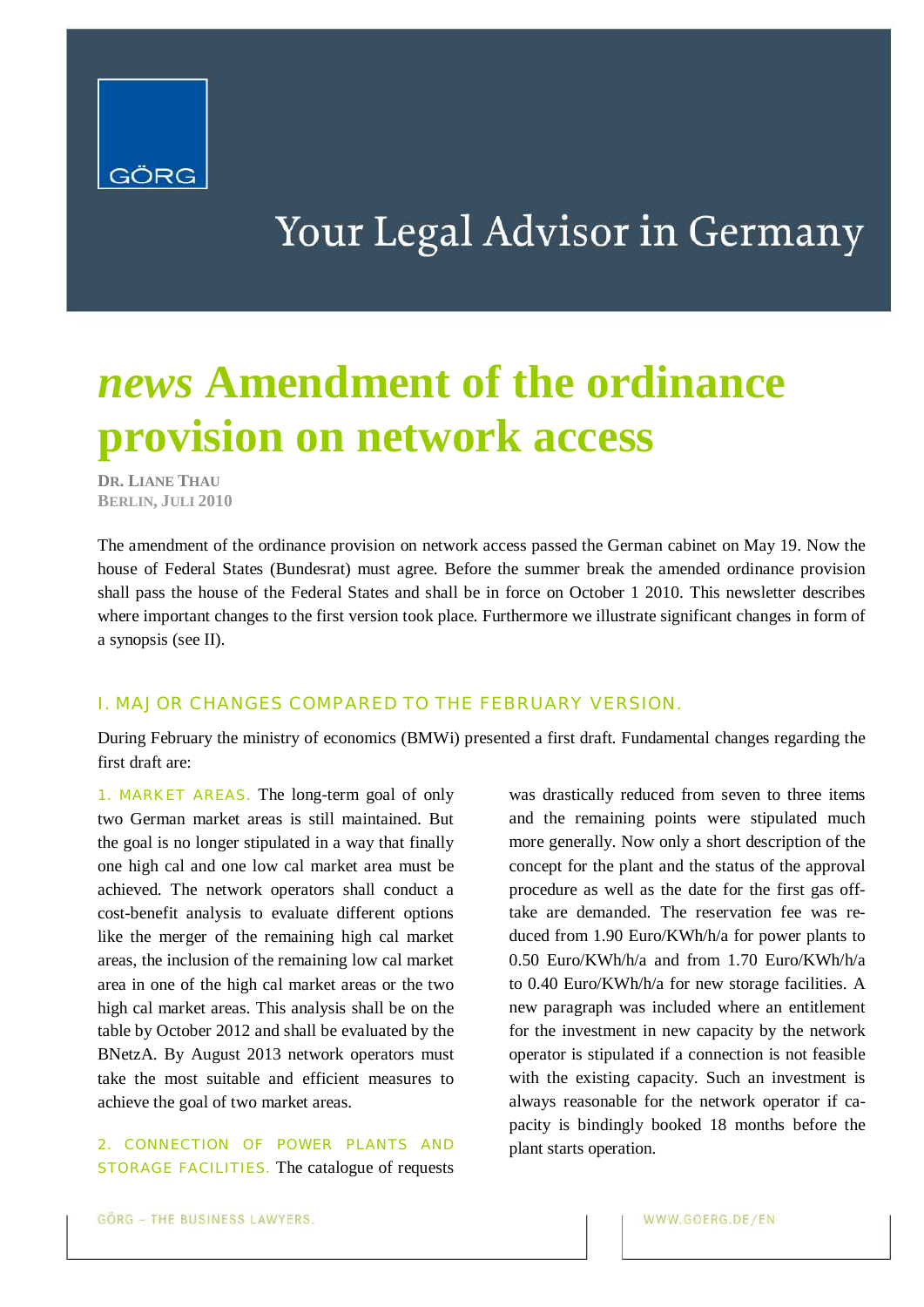# *news* Amendment of the ordinance provision on network access

**DR. LIANE THAU**
**BERLIN, JULI 2010**

The amendment of the ordinance provision on network access passed the German cabinet on May 19. Now the house of Federal States (Bundesrat) must agree. Before the summer break the amended ordinance provision shall pass the house of the Federal States and shall be in force on October 1 2010. This newsletter describes where important changes to the first version took place. Furthermore we illustrate significant changes in form of a synopsis (see II).

## I. MAJOR CHANGES COMPARED TO THE FEBRUARY VERSION.

During February the ministry of economics (BMWi) presented a first draft. Fundamental changes regarding the first draft are:

1. MARKET AREAS. The long-term goal of only two German market areas is still maintained. But the goal is no longer stipulated in a way that finally one high cal and one low cal market area must be achieved. The network operators shall conduct a cost-benefit analysis to evaluate different options like the merger of the remaining high cal market areas, the inclusion of the remaining low cal market area in one of the high cal market areas or the two high cal market areas. This analysis shall be on the table by October 2012 and shall be evaluated by the BNetzA. By August 2013 network operators must take the most suitable and efficient measures to achieve the goal of two market areas.

2. CONNECTION OF POWER PLANTS AND STORAGE FACILITIES. The catalogue of requests was drastically reduced from seven to three items and the remaining points were stipulated much more generally. Now only a short description of the concept for the plant and the status of the approval procedure as well as the date for the first gas off-take are demanded. The reservation fee was reduced from 1.90 Euro/KWh/h/a for power plants to 0.50 Euro/KWh/h/a and from 1.70 Euro/KWh/h/a to 0.40 Euro/KWh/h/a for new storage facilities. A new paragraph was included where an entitlement for the investment in new capacity by the network operator is stipulated if a connection is not feasible with the existing capacity. Such an investment is always reasonable for the network operator if capacity is bindingly booked 18 months before the plant starts operation.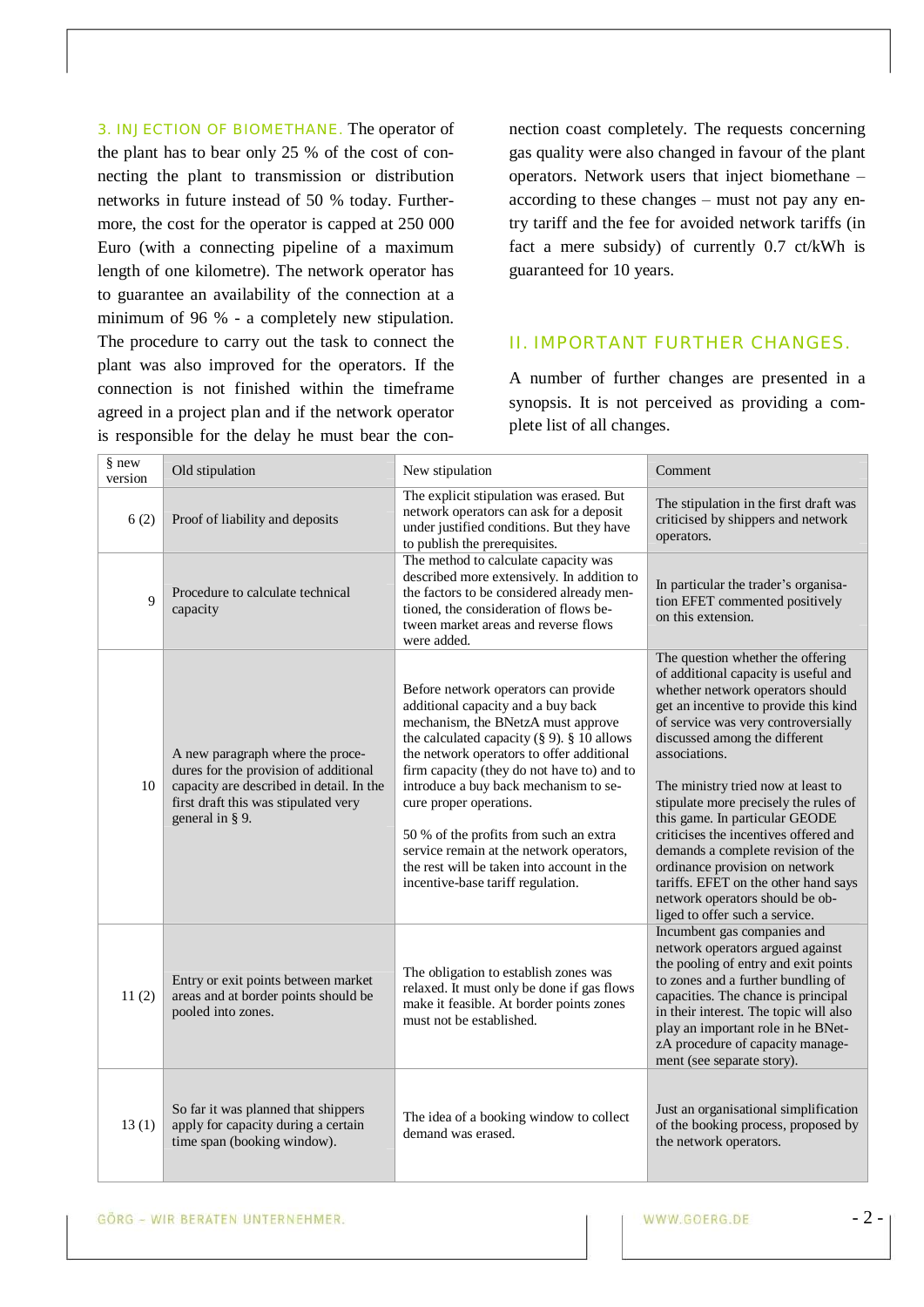**3. INJECTION OF BIOMETHANE.** The operator of the plant has to bear only 25 % of the cost of connecting the plant to transmission or distribution networks in future instead of 50 % today. Furthermore, the cost for the operator is capped at 250 000 Euro (with a connecting pipeline of a maximum length of one kilometre). The network operator has to guarantee an availability of the connection at a minimum of 96 % - a completely new stipulation. The procedure to carry out the task to connect the plant was also improved for the operators. If the connection is not finished within the timeframe agreed in a project plan and if the network operator is responsible for the delay he must bear the connection coast completely. The requests concerning gas quality were also changed in favour of the plant operators. Network users that inject biomethane – according to these changes – must not pay any entry tariff and the fee for avoided network tariffs (in fact a mere subsidy) of currently 0.7 ct/kWh is guaranteed for 10 years.

## II. IMPORTANT FURTHER CHANGES.

A number of further changes are presented in a synopsis. It is not perceived as providing a complete list of all changes.

| § new version | Old stipulation | New stipulation | Comment |
|---|---|---|---|
| 6 (2) | Proof of liability and deposits | The explicit stipulation was erased. But network operators can ask for a deposit under justified conditions. But they have to publish the prerequisites. | The stipulation in the first draft was criticised by shippers and network operators. |
| 9 | Procedure to calculate technical capacity | The method to calculate capacity was described more extensively. In addition to the factors to be considered already mentioned, the consideration of flows between market areas and reverse flows were added. | In particular the trader's organisation EFET commented positively on this extension. |
| 10 | A new paragraph where the procedures for the provision of additional capacity are described in detail. In the first draft this was stipulated very general in § 9. | Before network operators can provide additional capacity and a buy back mechanism, the BNetzA must approve the calculated capacity (§ 9). § 10 allows the network operators to offer additional firm capacity (they do not have to) and to introduce a buy back mechanism to secure proper operations.<br><br>50 % of the profits from such an extra service remain at the network operators, the rest will be taken into account in the incentive-base tariff regulation. | The question whether the offering of additional capacity is useful and whether network operators should get an incentive to provide this kind of service was very controversially discussed among the different associations.<br><br>The ministry tried now at least to stipulate more precisely the rules of this game. In particular GEODE criticises the incentives offered and demands a complete revision of the ordinance provision on network tariffs. EFET on the other hand says network operators should be obliged to offer such a service. |
| 11 (2) | Entry or exit points between market areas and at border points should be pooled into zones. | The obligation to establish zones was relaxed. It must only be done if gas flows make it feasible. At border points zones must not be established. | Incumbent gas companies and network operators argued against the pooling of entry and exit points to zones and a further bundling of capacities. The chance is principal in their interest. The topic will also play an important role in he BNetzA procedure of capacity management (see separate story). |
| 13 (1) | So far it was planned that shippers apply for capacity during a certain time span (booking window). | The idea of a booking window to collect demand was erased. | Just an organisational simplification of the booking process, proposed by the network operators. |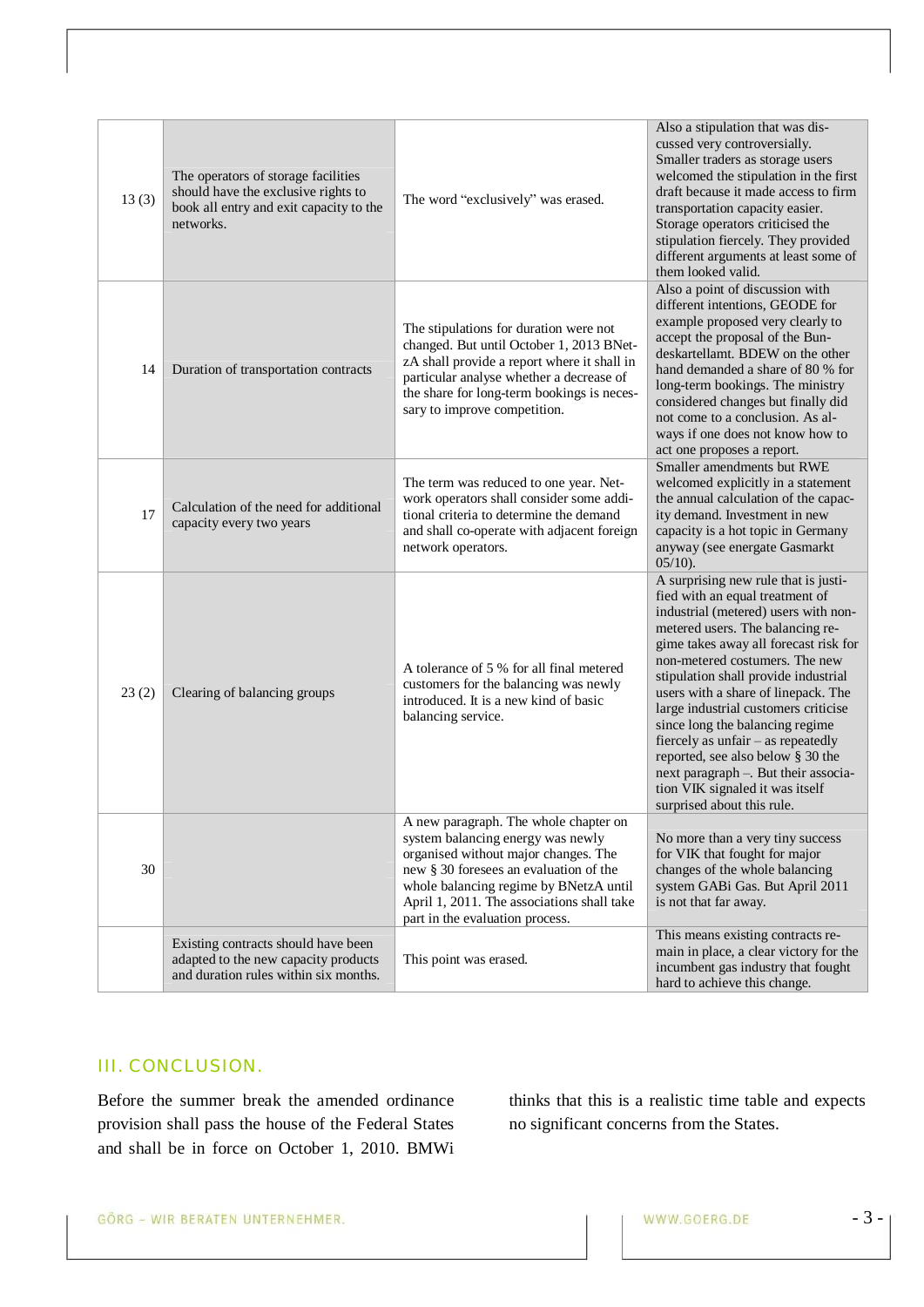| | | | |
|---|---|---|---|
| 13 (3) | The operators of storage facilities should have the exclusive rights to book all entry and exit capacity to the networks. | The word "exclusively" was erased. | Also a stipulation that was discussed very controversially. Smaller traders as storage users welcomed the stipulation in the first draft because it made access to firm transportation capacity easier. Storage operators criticised the stipulation fiercely. They provided different arguments at least some of them looked valid. |
| 14 | Duration of transportation contracts | The stipulations for duration were not changed. But until October 1, 2013 BNetzA shall provide a report where it shall in particular analyse whether a decrease of the share for long-term bookings is necessary to improve competition. | Also a point of discussion with different intentions, GEODE for example proposed very clearly to accept the proposal of the Bundeskartellamt. BDEW on the other hand demanded a share of 80 % for long-term bookings. The ministry considered changes but finally did not come to a conclusion. As always if one does not know how to act one proposes a report. |
| 17 | Calculation of the need for additional capacity every two years | The term was reduced to one year. Network operators shall consider some additional criteria to determine the demand and shall co-operate with adjacent foreign network operators. | Smaller amendments but RWE welcomed explicitly in a statement the annual calculation of the capacity demand. Investment in new capacity is a hot topic in Germany anyway (see energate Gasmarkt 05/10). |
| 23 (2) | Clearing of balancing groups | A tolerance of 5 % for all final metered customers for the balancing was newly introduced. It is a new kind of basic balancing service. | A surprising new rule that is justified with an equal treatment of industrial (metered) users with non-metered users. The balancing regime takes away all forecast risk for non-metered costumers. The new stipulation shall provide industrial users with a share of linepack. The large industrial customers criticise since long the balancing regime fiercely as unfair – as repeatedly reported, see also below § 30 the next paragraph –. But their association VIK signaled it was itself surprised about this rule. |
| 30 | | A new paragraph. The whole chapter on system balancing energy was newly organised without major changes. The new § 30 foresees an evaluation of the whole balancing regime by BNetzA until April 1, 2011. The associations shall take part in the evaluation process. | No more than a very tiny success for VIK that fought for major changes of the whole balancing system GABi Gas. But April 2011 is not that far away. |
| | Existing contracts should have been adapted to the new capacity products and duration rules within six months. | This point was erased. | This means existing contracts remain in place, a clear victory for the incumbent gas industry that fought hard to achieve this change. |

## III. CONCLUSION.

Before the summer break the amended ordinance provision shall pass the house of the Federal States and shall be in force on October 1, 2010. BMWi thinks that this is a realistic time table and expects no significant concerns from the States.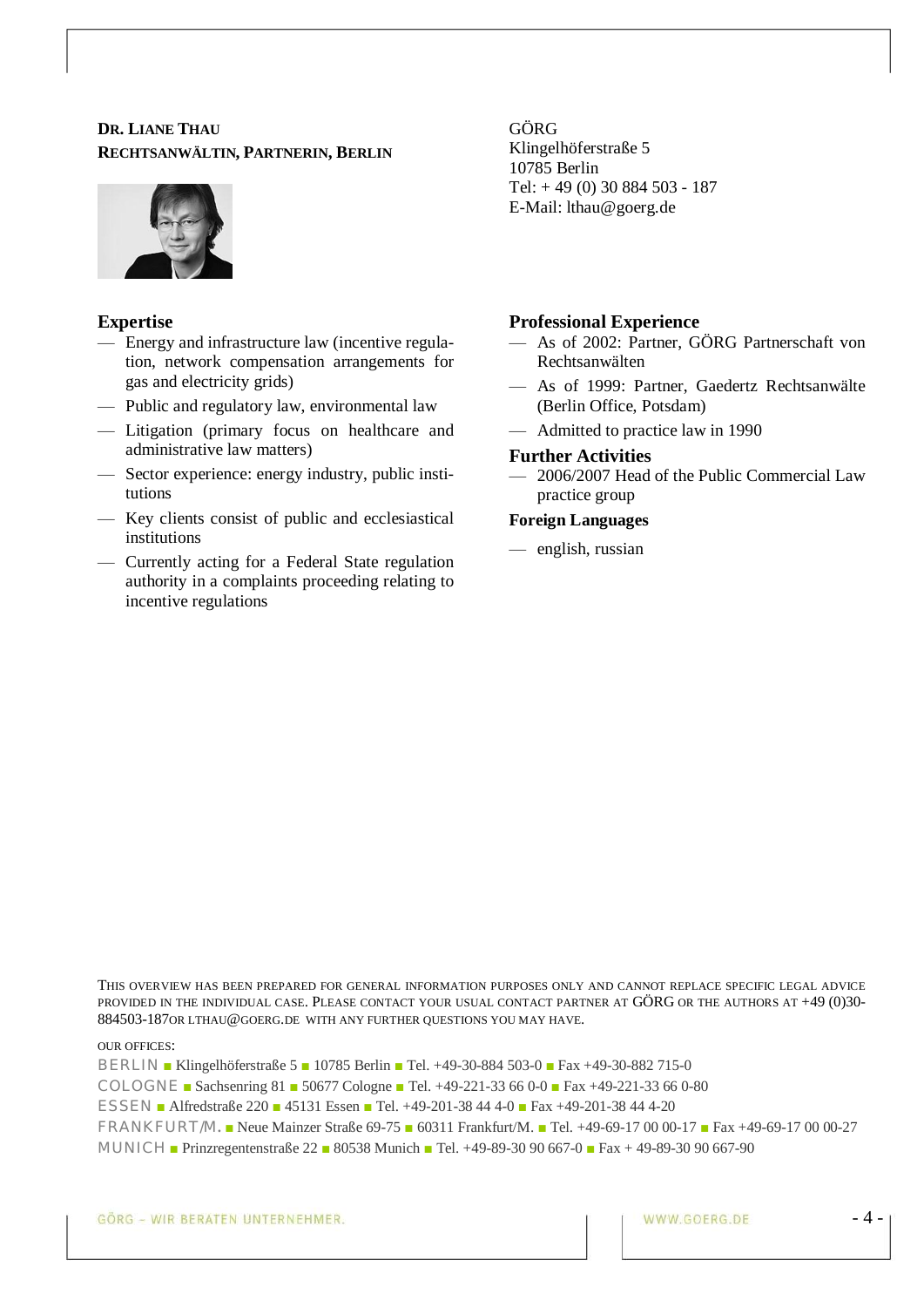**DR. LIANE THAU**
**RECHTSANWÄLTIN, PARTNERIN, BERLIN**

GÖRG
Klingelhöferstraße 5
10785 Berlin
Tel: + 49 (0) 30 884 503 - 187
E-Mail: lthau@goerg.de

## Expertise

- Energy and infrastructure law (incentive regulation, network compensation arrangements for gas and electricity grids)
- Public and regulatory law, environmental law
- Litigation (primary focus on healthcare and administrative law matters)
- Sector experience: energy industry, public institutions
- Key clients consist of public and ecclesiastical institutions
- Currently acting for a Federal State regulation authority in a complaints proceeding relating to incentive regulations

## Professional Experience

- As of 2002: Partner, GÖRG Partnerschaft von Rechtsanwälten
- As of 1999: Partner, Gaedertz Rechtsanwälte (Berlin Office, Potsdam)
- Admitted to practice law in 1990

## Further Activities

- 2006/2007 Head of the Public Commercial Law practice group

### Foreign Languages

- english, russian

THIS OVERVIEW HAS BEEN PREPARED FOR GENERAL INFORMATION PURPOSES ONLY AND CANNOT REPLACE SPECIFIC LEGAL ADVICE PROVIDED IN THE INDIVIDUAL CASE. PLEASE CONTACT YOUR USUAL CONTACT PARTNER AT GÖRG OR THE AUTHORS AT +49 (0)30-884503-187OR LTHAU@GOERG.DE WITH ANY FURTHER QUESTIONS YOU MAY HAVE.

OUR OFFICES:

BERLIN ■ Klingelhöferstraße 5 ■ 10785 Berlin ■ Tel. +49-30-884 503-0 ■ Fax +49-30-882 715-0
COLOGNE ■ Sachsenring 81 ■ 50677 Cologne ■ Tel. +49-221-33 66 0-0 ■ Fax +49-221-33 66 0-80
ESSEN ■ Alfredstraße 220 ■ 45131 Essen ■ Tel. +49-201-38 44 4-0 ■ Fax +49-201-38 44 4-20
FRANKFURT/M. ■ Neue Mainzer Straße 69-75 ■ 60311 Frankfurt/M. ■ Tel. +49-69-17 00 00-17 ■ Fax +49-69-17 00 00-27
MUNICH ■ Prinzregentenstraße 22 ■ 80538 Munich ■ Tel. +49-89-30 90 667-0 ■ Fax + 49-89-30 90 667-90